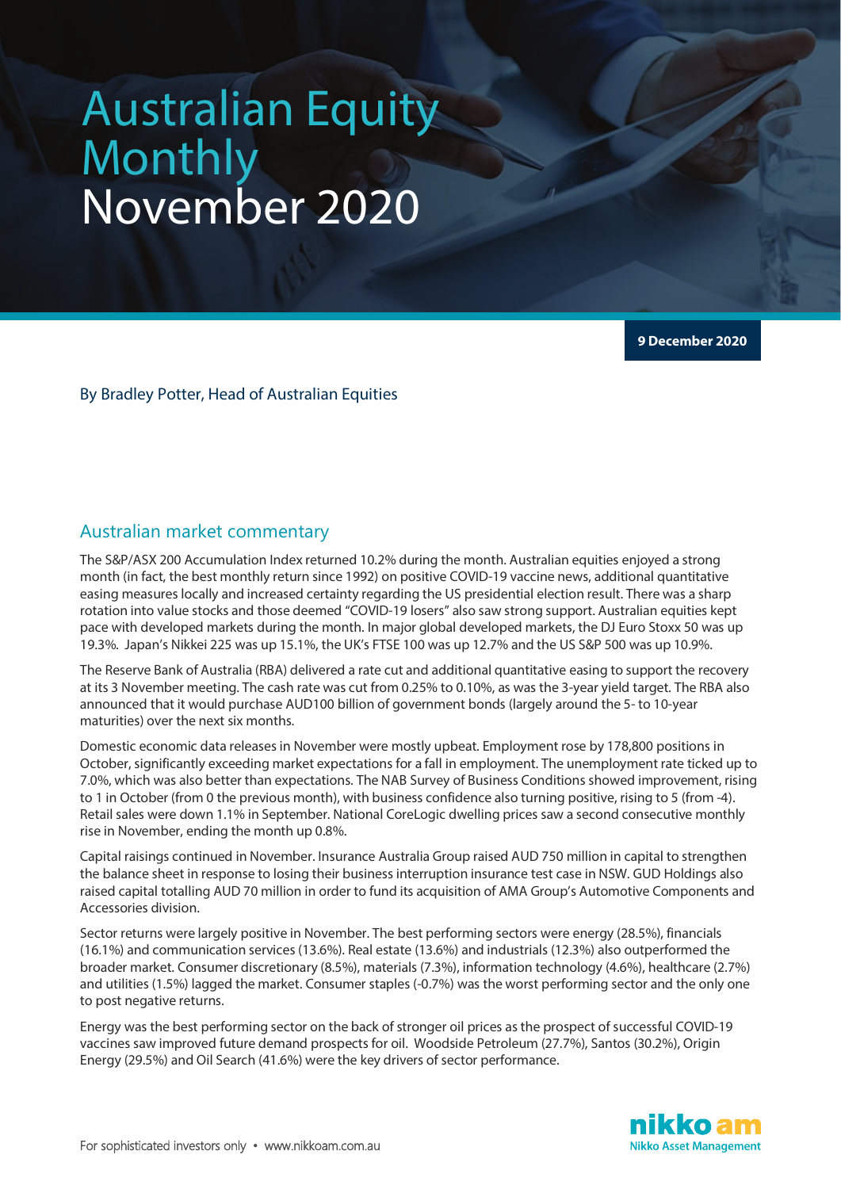# Australian Equity Monthly November 2020

**9 December 2020**

By Bradley Potter, Head of Australian Equities

## Australian market commentary

The S&P/ASX 200 Accumulation Index returned 10.2% during the month. Australian equities enjoyed a strong month (in fact, the best monthly return since 1992) on positive COVID-19 vaccine news, additional quantitative easing measures locally and increased certainty regarding the US presidential election result. There was a sharp rotation into value stocks and those deemed "COVID-19 losers" also saw strong support. Australian equities kept pace with developed markets during the month. In major global developed markets, the DJ Euro Stoxx 50 was up 19.3%. Japan's Nikkei 225 was up 15.1%, the UK's FTSE 100 was up 12.7% and the US S&P 500 was up 10.9%.

The Reserve Bank of Australia (RBA) delivered a rate cut and additional quantitative easing to support the recovery at its 3 November meeting. The cash rate was cut from 0.25% to 0.10%, as was the 3-year yield target. The RBA also announced that it would purchase AUD100 billion of government bonds (largely around the 5- to 10-year maturities) over the next six months.

Domestic economic data releases in November were mostly upbeat. Employment rose by 178,800 positions in October, significantly exceeding market expectations for a fall in employment. The unemployment rate ticked up to 7.0%, which was also better than expectations. The NAB Survey of Business Conditions showed improvement, rising to 1 in October (from 0 the previous month), with business confidence also turning positive, rising to 5 (from -4). Retail sales were down 1.1% in September. National CoreLogic dwelling prices saw a second consecutive monthly rise in November, ending the month up 0.8%.

Capital raisings continued in November. Insurance Australia Group raised AUD 750 million in capital to strengthen the balance sheet in response to losing their business interruption insurance test case in NSW. GUD Holdings also raised capital totalling AUD 70 million in order to fund its acquisition of AMA Group's Automotive Components and Accessories division.

Sector returns were largely positive in November. The best performing sectors were energy (28.5%), financials (16.1%) and communication services (13.6%). Real estate (13.6%) and industrials (12.3%) also outperformed the broader market. Consumer discretionary (8.5%), materials (7.3%), information technology (4.6%), healthcare (2.7%) and utilities (1.5%) lagged the market. Consumer staples (-0.7%) was the worst performing sector and the only one to post negative returns.

Energy was the best performing sector on the back of stronger oil prices as the prospect of successful COVID-19 vaccines saw improved future demand prospects for oil. Woodside Petroleum (27.7%), Santos (30.2%), Origin Energy (29.5%) and Oil Search (41.6%) were the key drivers of sector performance.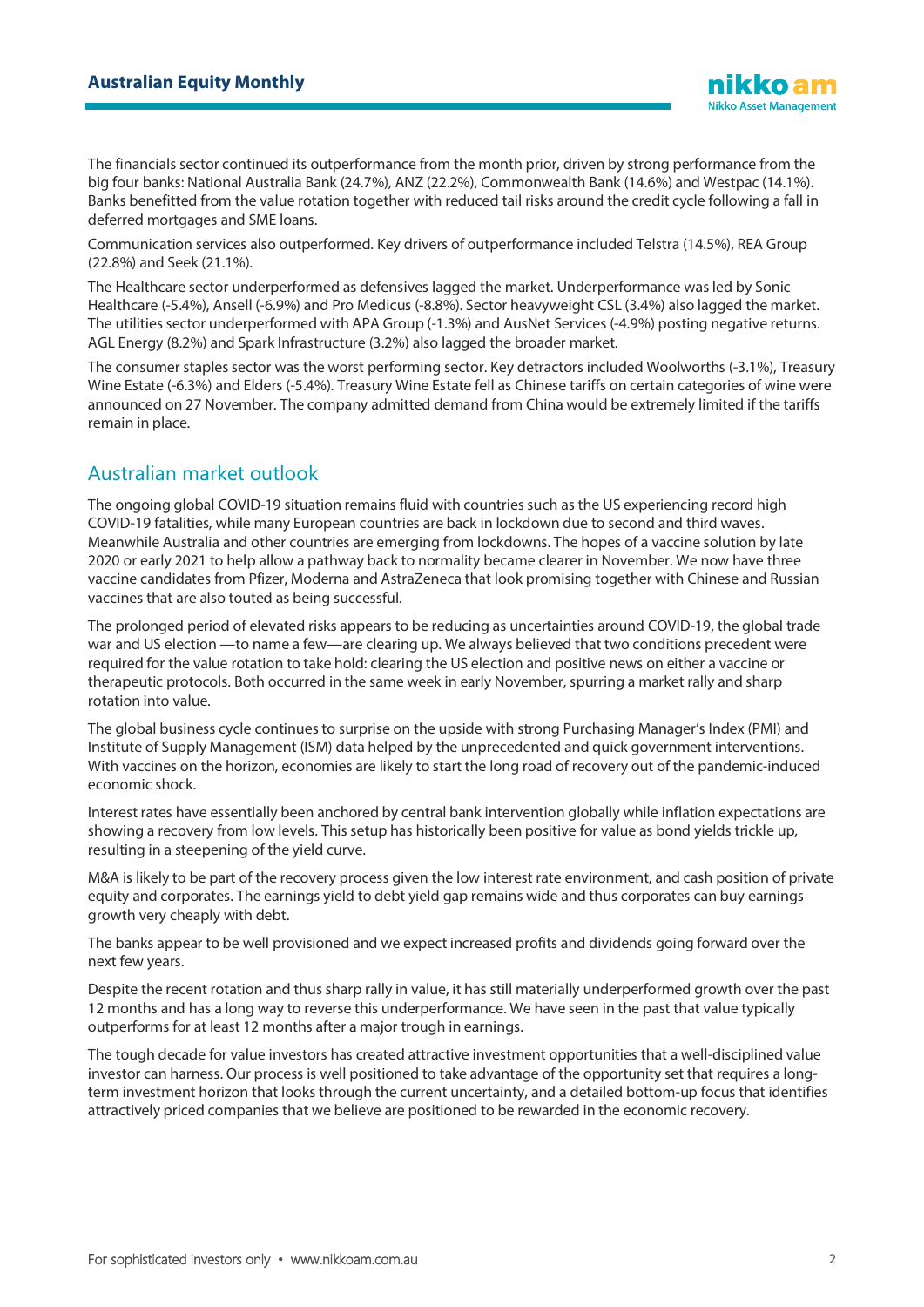The financials sector continued its outperformance from the month prior, driven by strong performance from the big four banks: National Australia Bank (24.7%), ANZ (22.2%), Commonwealth Bank (14.6%) and Westpac (14.1%). Banks benefitted from the value rotation together with reduced tail risks around the credit cycle following a fall in deferred mortgages and SME loans.

Communication services also outperformed. Key drivers of outperformance included Telstra (14.5%), REA Group (22.8%) and Seek (21.1%).

The Healthcare sector underperformed as defensives lagged the market. Underperformance was led by Sonic Healthcare (-5.4%), Ansell (-6.9%) and Pro Medicus (-8.8%). Sector heavyweight CSL (3.4%) also lagged the market. The utilities sector underperformed with APA Group (-1.3%) and AusNet Services (-4.9%) posting negative returns. AGL Energy (8.2%) and Spark Infrastructure (3.2%) also lagged the broader market.

The consumer staples sector was the worst performing sector. Key detractors included Woolworths (-3.1%), Treasury Wine Estate (-6.3%) and Elders (-5.4%). Treasury Wine Estate fell as Chinese tariffs on certain categories of wine were announced on 27 November. The company admitted demand from China would be extremely limited if the tariffs remain in place.

## Australian market outlook

The ongoing global COVID-19 situation remains fluid with countries such as the US experiencing record high COVID-19 fatalities, while many European countries are back in lockdown due to second and third waves. Meanwhile Australia and other countries are emerging from lockdowns. The hopes of a vaccine solution by late 2020 or early 2021 to help allow a pathway back to normality became clearer in November. We now have three vaccine candidates from Pfizer, Moderna and AstraZeneca that look promising together with Chinese and Russian vaccines that are also touted as being successful.

The prolonged period of elevated risks appears to be reducing as uncertainties around COVID-19, the global trade war and US election —to name a few—are clearing up. We always believed that two conditions precedent were required for the value rotation to take hold: clearing the US election and positive news on either a vaccine or therapeutic protocols. Both occurred in the same week in early November, spurring a market rally and sharp rotation into value.

The global business cycle continues to surprise on the upside with strong Purchasing Manager's Index (PMI) and Institute of Supply Management (ISM) data helped by the unprecedented and quick government interventions. With vaccines on the horizon, economies are likely to start the long road of recovery out of the pandemic-induced economic shock.

Interest rates have essentially been anchored by central bank intervention globally while inflation expectations are showing a recovery from low levels. This setup has historically been positive for value as bond yields trickle up, resulting in a steepening of the yield curve.

M&A is likely to be part of the recovery process given the low interest rate environment, and cash position of private equity and corporates. The earnings yield to debt yield gap remains wide and thus corporates can buy earnings growth very cheaply with debt.

The banks appear to be well provisioned and we expect increased profits and dividends going forward over the next few years.

Despite the recent rotation and thus sharp rally in value, it has still materially underperformed growth over the past 12 months and has a long way to reverse this underperformance. We have seen in the past that value typically outperforms for at least 12 months after a major trough in earnings.

The tough decade for value investors has created attractive investment opportunities that a well-disciplined value investor can harness. Our process is well positioned to take advantage of the opportunity set that requires a long-term investment horizon that looks through the current uncertainty, and a detailed bottom-up focus that identifies attractively priced companies that we believe are positioned to be rewarded in the economic recovery.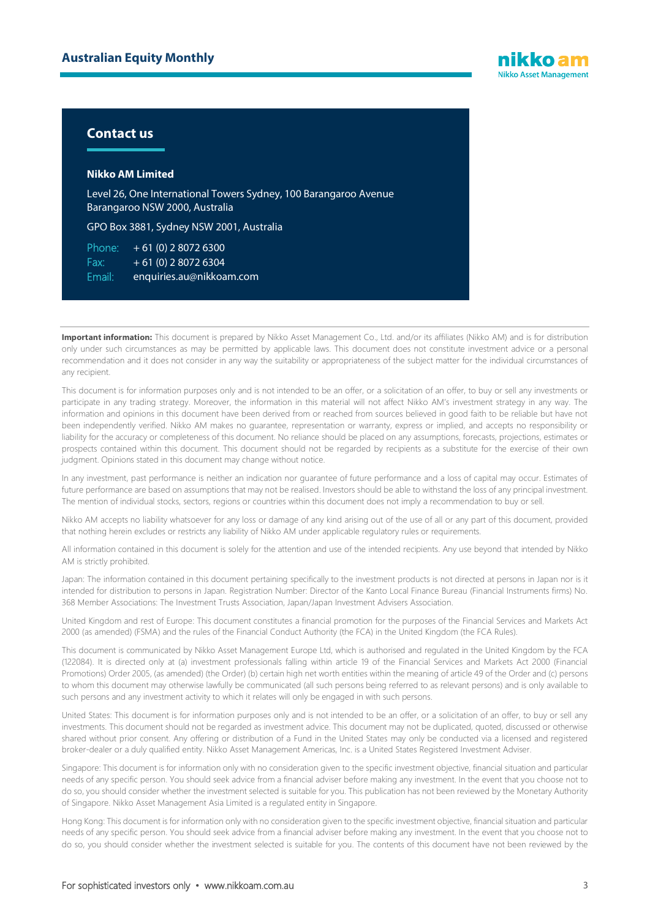## Contact us

**Nikko AM Limited**

Level 26, One International Towers Sydney, 100 Barangaroo Avenue
Barangaroo NSW 2000, Australia

GPO Box 3881, Sydney NSW 2001, Australia

Phone: + 61 (0) 2 8072 6300
Fax: + 61 (0) 2 8072 6304
Email: enquiries.au@nikkoam.com

---

**Important information:** This document is prepared by Nikko Asset Management Co., Ltd. and/or its affiliates (Nikko AM) and is for distribution only under such circumstances as may be permitted by applicable laws. This document does not constitute investment advice or a personal recommendation and it does not consider in any way the suitability or appropriateness of the subject matter for the individual circumstances of any recipient.

This document is for information purposes only and is not intended to be an offer, or a solicitation of an offer, to buy or sell any investments or participate in any trading strategy. Moreover, the information in this material will not affect Nikko AM's investment strategy in any way. The information and opinions in this document have been derived from or reached from sources believed in good faith to be reliable but have not been independently verified. Nikko AM makes no guarantee, representation or warranty, express or implied, and accepts no responsibility or liability for the accuracy or completeness of this document. No reliance should be placed on any assumptions, forecasts, projections, estimates or prospects contained within this document. This document should not be regarded by recipients as a substitute for the exercise of their own judgment. Opinions stated in this document may change without notice.

In any investment, past performance is neither an indication nor guarantee of future performance and a loss of capital may occur. Estimates of future performance are based on assumptions that may not be realised. Investors should be able to withstand the loss of any principal investment. The mention of individual stocks, sectors, regions or countries within this document does not imply a recommendation to buy or sell.

Nikko AM accepts no liability whatsoever for any loss or damage of any kind arising out of the use of all or any part of this document, provided that nothing herein excludes or restricts any liability of Nikko AM under applicable regulatory rules or requirements.

All information contained in this document is solely for the attention and use of the intended recipients. Any use beyond that intended by Nikko AM is strictly prohibited.

Japan: The information contained in this document pertaining specifically to the investment products is not directed at persons in Japan nor is it intended for distribution to persons in Japan. Registration Number: Director of the Kanto Local Finance Bureau (Financial Instruments firms) No. 368 Member Associations: The Investment Trusts Association, Japan/Japan Investment Advisers Association.

United Kingdom and rest of Europe: This document constitutes a financial promotion for the purposes of the Financial Services and Markets Act 2000 (as amended) (FSMA) and the rules of the Financial Conduct Authority (the FCA) in the United Kingdom (the FCA Rules).

This document is communicated by Nikko Asset Management Europe Ltd, which is authorised and regulated in the United Kingdom by the FCA (122084). It is directed only at (a) investment professionals falling within article 19 of the Financial Services and Markets Act 2000 (Financial Promotions) Order 2005, (as amended) (the Order) (b) certain high net worth entities within the meaning of article 49 of the Order and (c) persons to whom this document may otherwise lawfully be communicated (all such persons being referred to as relevant persons) and is only available to such persons and any investment activity to which it relates will only be engaged in with such persons.

United States: This document is for information purposes only and is not intended to be an offer, or a solicitation of an offer, to buy or sell any investments. This document should not be regarded as investment advice. This document may not be duplicated, quoted, discussed or otherwise shared without prior consent. Any offering or distribution of a Fund in the United States may only be conducted via a licensed and registered broker-dealer or a duly qualified entity. Nikko Asset Management Americas, Inc. is a United States Registered Investment Adviser.

Singapore: This document is for information only with no consideration given to the specific investment objective, financial situation and particular needs of any specific person. You should seek advice from a financial adviser before making any investment. In the event that you choose not to do so, you should consider whether the investment selected is suitable for you. This publication has not been reviewed by the Monetary Authority of Singapore. Nikko Asset Management Asia Limited is a regulated entity in Singapore.

Hong Kong: This document is for information only with no consideration given to the specific investment objective, financial situation and particular needs of any specific person. You should seek advice from a financial adviser before making any investment. In the event that you choose not to do so, you should consider whether the investment selected is suitable for you. The contents of this document have not been reviewed by the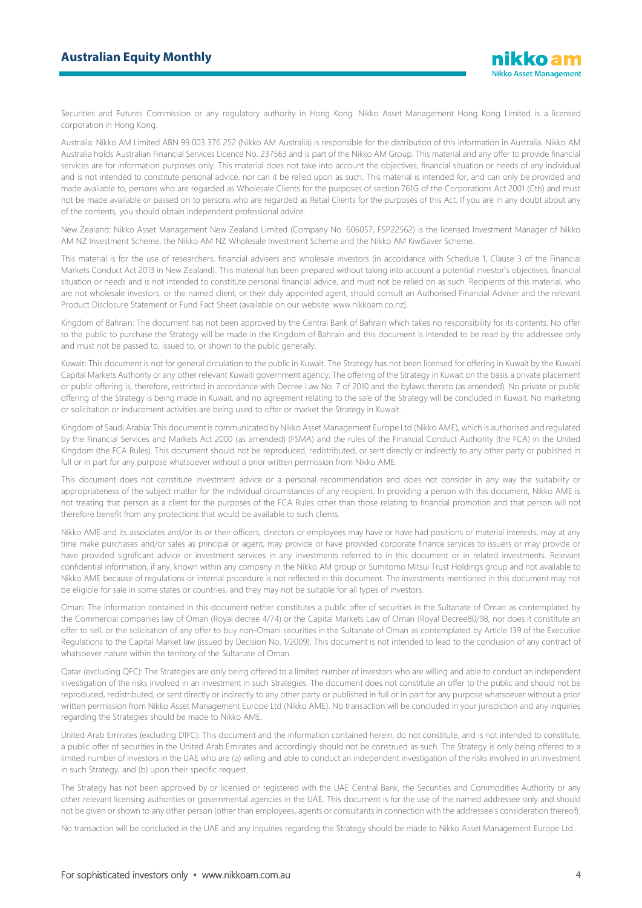Securities and Futures Commission or any regulatory authority in Hong Kong. Nikko Asset Management Hong Kong Limited is a licensed corporation in Hong Kong.

Australia: Nikko AM Limited ABN 99 003 376 252 (Nikko AM Australia) is responsible for the distribution of this information in Australia. Nikko AM Australia holds Australian Financial Services Licence No. 237563 and is part of the Nikko AM Group. This material and any offer to provide financial services are for information purposes only. This material does not take into account the objectives, financial situation or needs of any individual and is not intended to constitute personal advice, nor can it be relied upon as such. This material is intended for, and can only be provided and made available to, persons who are regarded as Wholesale Clients for the purposes of section 761G of the Corporations Act 2001 (Cth) and must not be made available or passed on to persons who are regarded as Retail Clients for the purposes of this Act. If you are in any doubt about any of the contents, you should obtain independent professional advice.

New Zealand: Nikko Asset Management New Zealand Limited (Company No. 606057, FSP22562) is the licensed Investment Manager of Nikko AM NZ Investment Scheme, the Nikko AM NZ Wholesale Investment Scheme and the Nikko AM KiwiSaver Scheme.

This material is for the use of researchers, financial advisers and wholesale investors (in accordance with Schedule 1, Clause 3 of the Financial Markets Conduct Act 2013 in New Zealand). This material has been prepared without taking into account a potential investor's objectives, financial situation or needs and is not intended to constitute personal financial advice, and must not be relied on as such. Recipients of this material, who are not wholesale investors, or the named client, or their duly appointed agent, should consult an Authorised Financial Adviser and the relevant Product Disclosure Statement or Fund Fact Sheet (available on our website: www.nikkoam.co.nz).

Kingdom of Bahrain: The document has not been approved by the Central Bank of Bahrain which takes no responsibility for its contents. No offer to the public to purchase the Strategy will be made in the Kingdom of Bahrain and this document is intended to be read by the addressee only and must not be passed to, issued to, or shown to the public generally.

Kuwait: This document is not for general circulation to the public in Kuwait. The Strategy has not been licensed for offering in Kuwait by the Kuwaiti Capital Markets Authority or any other relevant Kuwaiti government agency. The offering of the Strategy in Kuwait on the basis a private placement or public offering is, therefore, restricted in accordance with Decree Law No. 7 of 2010 and the bylaws thereto (as amended). No private or public offering of the Strategy is being made in Kuwait, and no agreement relating to the sale of the Strategy will be concluded in Kuwait. No marketing or solicitation or inducement activities are being used to offer or market the Strategy in Kuwait.

Kingdom of Saudi Arabia: This document is communicated by Nikko Asset Management Europe Ltd (Nikko AME), which is authorised and regulated by the Financial Services and Markets Act 2000 (as amended) (FSMA) and the rules of the Financial Conduct Authority (the FCA) in the United Kingdom (the FCA Rules). This document should not be reproduced, redistributed, or sent directly or indirectly to any other party or published in full or in part for any purpose whatsoever without a prior written permission from Nikko AME.

This document does not constitute investment advice or a personal recommendation and does not consider in any way the suitability or appropriateness of the subject matter for the individual circumstances of any recipient. In providing a person with this document, Nikko AME is not treating that person as a client for the purposes of the FCA Rules other than those relating to financial promotion and that person will not therefore benefit from any protections that would be available to such clients.

Nikko AME and its associates and/or its or their officers, directors or employees may have or have had positions or material interests, may at any time make purchases and/or sales as principal or agent, may provide or have provided corporate finance services to issuers or may provide or have provided significant advice or investment services in any investments referred to in this document or in related investments. Relevant confidential information, if any, known within any company in the Nikko AM group or Sumitomo Mitsui Trust Holdings group and not available to Nikko AME because of regulations or internal procedure is not reflected in this document. The investments mentioned in this document may not be eligible for sale in some states or countries, and they may not be suitable for all types of investors.

Oman: The information contained in this document nether constitutes a public offer of securities in the Sultanate of Oman as contemplated by the Commercial companies law of Oman (Royal decree 4/74) or the Capital Markets Law of Oman (Royal Decree80/98, nor does it constitute an offer to sell, or the solicitation of any offer to buy non-Omani securities in the Sultanate of Oman as contemplated by Article 139 of the Executive Regulations to the Capital Market law (issued by Decision No. 1/2009). This document is not intended to lead to the conclusion of any contract of whatsoever nature within the territory of the Sultanate of Oman.

Qatar (excluding QFC): The Strategies are only being offered to a limited number of investors who are willing and able to conduct an independent investigation of the risks involved in an investment in such Strategies. The document does not constitute an offer to the public and should not be reproduced, redistributed, or sent directly or indirectly to any other party or published in full or in part for any purpose whatsoever without a prior written permission from Nikko Asset Management Europe Ltd (Nikko AME). No transaction will be concluded in your jurisdiction and any inquiries regarding the Strategies should be made to Nikko AME.

United Arab Emirates (excluding DIFC): This document and the information contained herein, do not constitute, and is not intended to constitute, a public offer of securities in the United Arab Emirates and accordingly should not be construed as such. The Strategy is only being offered to a limited number of investors in the UAE who are (a) willing and able to conduct an independent investigation of the risks involved in an investment in such Strategy, and (b) upon their specific request.

The Strategy has not been approved by or licensed or registered with the UAE Central Bank, the Securities and Commodities Authority or any other relevant licensing authorities or governmental agencies in the UAE. This document is for the use of the named addressee only and should not be given or shown to any other person (other than employees, agents or consultants in connection with the addressee's consideration thereof).

No transaction will be concluded in the UAE and any inquiries regarding the Strategy should be made to Nikko Asset Management Europe Ltd.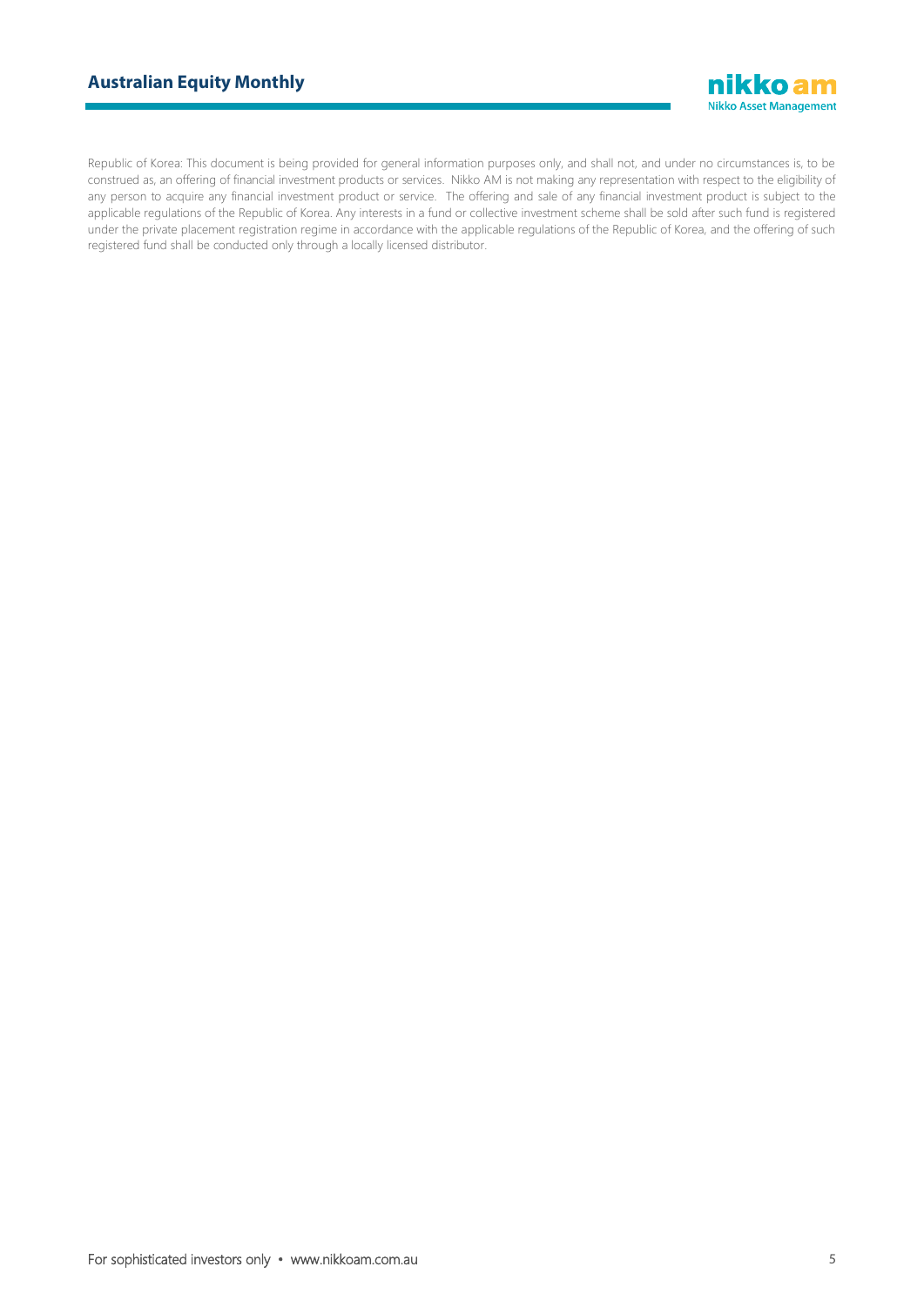Republic of Korea: This document is being provided for general information purposes only, and shall not, and under no circumstances is, to be construed as, an offering of financial investment products or services. Nikko AM is not making any representation with respect to the eligibility of any person to acquire any financial investment product or service. The offering and sale of any financial investment product is subject to the applicable regulations of the Republic of Korea. Any interests in a fund or collective investment scheme shall be sold after such fund is registered under the private placement registration regime in accordance with the applicable regulations of the Republic of Korea, and the offering of such registered fund shall be conducted only through a locally licensed distributor.